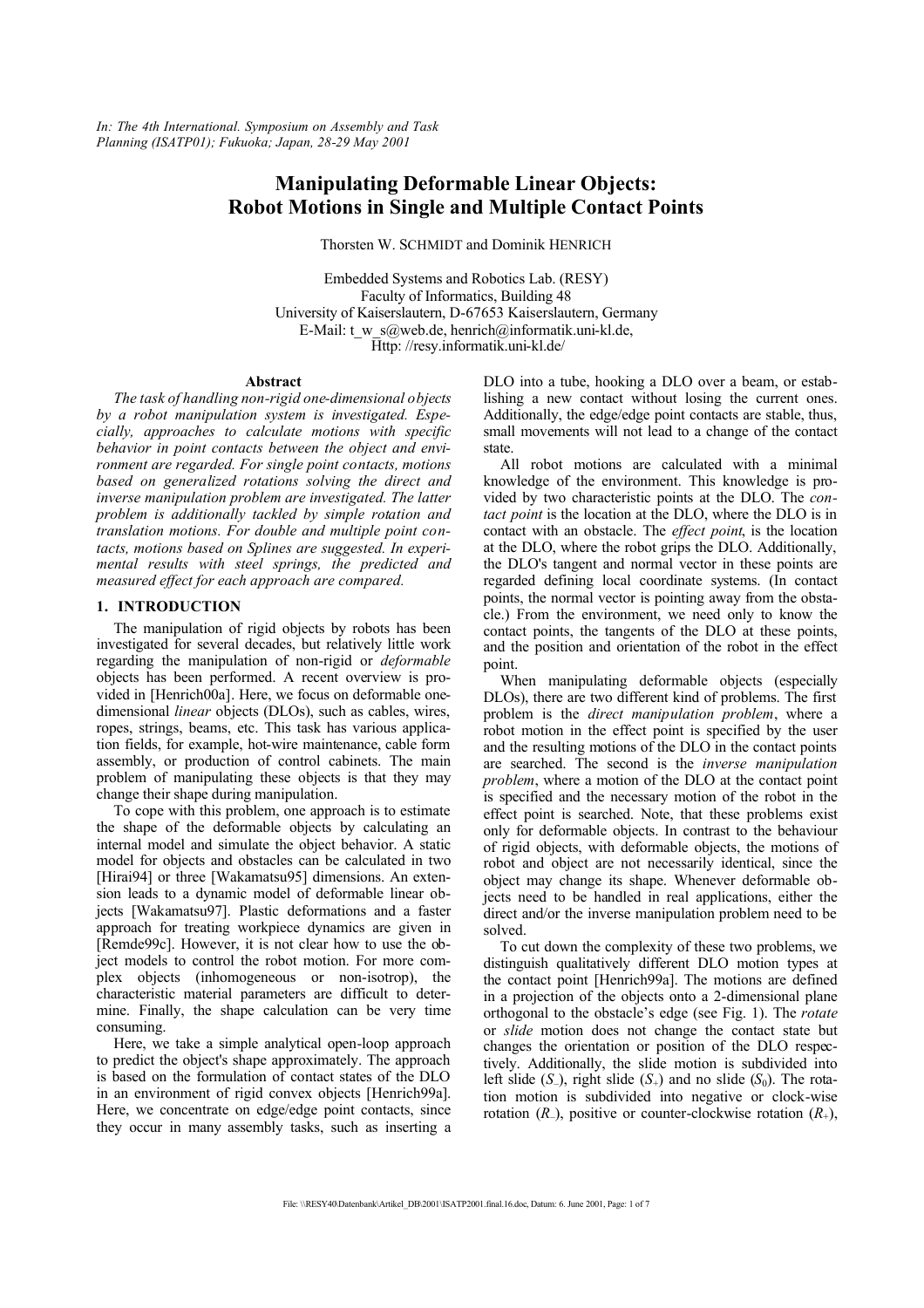*In: The 4th International. Symposium on Assembly and Task Planning (ISATP01); Fukuoka; Japan, 28-29 May 2001*

# Manipulating Deformable Linear Objects: Robot Motions in Single and Multiple Contact Points

Thorsten W. SCHMIDT and Dominik HENRICH

Embedded Systems and Robotics Lab. (RESY)
Faculty of Informatics, Building 48
University of Kaiserslautern, D-67653 Kaiserslautern, Germany
E-Mail: t_w_s@web.de, henrich@informatik.uni-kl.de,
Http: //resy.informatik.uni-kl.de/

### Abstract

*The task of handling non-rigid one-dimensional objects by a robot manipulation system is investigated. Especially, approaches to calculate motions with specific behavior in point contacts between the object and environment are regarded. For single point contacts, motions based on generalized rotations solving the direct and inverse manipulation problem are investigated. The latter problem is additionally tackled by simple rotation and translation motions. For double and multiple point contacts, motions based on Splines are suggested. In experimental results with steel springs, the predicted and measured effect for each approach are compared.*

## 1. INTRODUCTION

The manipulation of rigid objects by robots has been investigated for several decades, but relatively little work regarding the manipulation of non-rigid or *deformable* objects has been performed. A recent overview is provided in [Henrich00a]. Here, we focus on deformable one-dimensional *linear* objects (DLOs), such as cables, wires, ropes, strings, beams, etc. This task has various application fields, for example, hot-wire maintenance, cable form assembly, or production of control cabinets. The main problem of manipulating these objects is that they may change their shape during manipulation.

To cope with this problem, one approach is to estimate the shape of the deformable objects by calculating an internal model and simulate the object behavior. A static model for objects and obstacles can be calculated in two [Hirai94] or three [Wakamatsu95] dimensions. An extension leads to a dynamic model of deformable linear objects [Wakamatsu97]. Plastic deformations and a faster approach for treating workpiece dynamics are given in [Remde99c]. However, it is not clear how to use the object models to control the robot motion. For more complex objects (inhomogeneous or non-isotrop), the characteristic material parameters are difficult to determine. Finally, the shape calculation can be very time consuming.

Here, we take a simple analytical open-loop approach to predict the object's shape approximately. The approach is based on the formulation of contact states of the DLO in an environment of rigid convex objects [Henrich99a]. Here, we concentrate on edge/edge point contacts, since they occur in many assembly tasks, such as inserting a DLO into a tube, hooking a DLO over a beam, or establishing a new contact without losing the current ones. Additionally, the edge/edge point contacts are stable, thus, small movements will not lead to a change of the contact state.

All robot motions are calculated with a minimal knowledge of the environment. This knowledge is provided by two characteristic points at the DLO. The *contact point* is the location at the DLO, where the DLO is in contact with an obstacle. The *effect point*, is the location at the DLO, where the robot grips the DLO. Additionally, the DLO's tangent and normal vector in these points are regarded defining local coordinate systems. (In contact points, the normal vector is pointing away from the obstacle.) From the environment, we need only to know the contact points, the tangents of the DLO at these points, and the position and orientation of the robot in the effect point.

When manipulating deformable objects (especially DLOs), there are two different kind of problems. The first problem is the *direct manipulation problem*, where a robot motion in the effect point is specified by the user and the resulting motions of the DLO in the contact points are searched. The second is the *inverse manipulation problem*, where a motion of the DLO at the contact point is specified and the necessary motion of the robot in the effect point is searched. Note, that these problems exist only for deformable objects. In contrast to the behaviour of rigid objects, with deformable objects, the motions of robot and object are not necessarily identical, since the object may change its shape. Whenever deformable objects need to be handled in real applications, either the direct and/or the inverse manipulation problem need to be solved.

To cut down the complexity of these two problems, we distinguish qualitatively different DLO motion types at the contact point [Henrich99a]. The motions are defined in a projection of the objects onto a 2-dimensional plane orthogonal to the obstacle's edge (see Fig. 1). The *rotate* or *slide* motion does not change the contact state but changes the orientation or position of the DLO respectively. Additionally, the slide motion is subdivided into left slide ($S_{-}$), right slide ($S_{+}$) and no slide ($S_0$). The rotation motion is subdivided into negative or clock-wise rotation ($R_{-}$), positive or counter-clockwise rotation ($R_{+}$),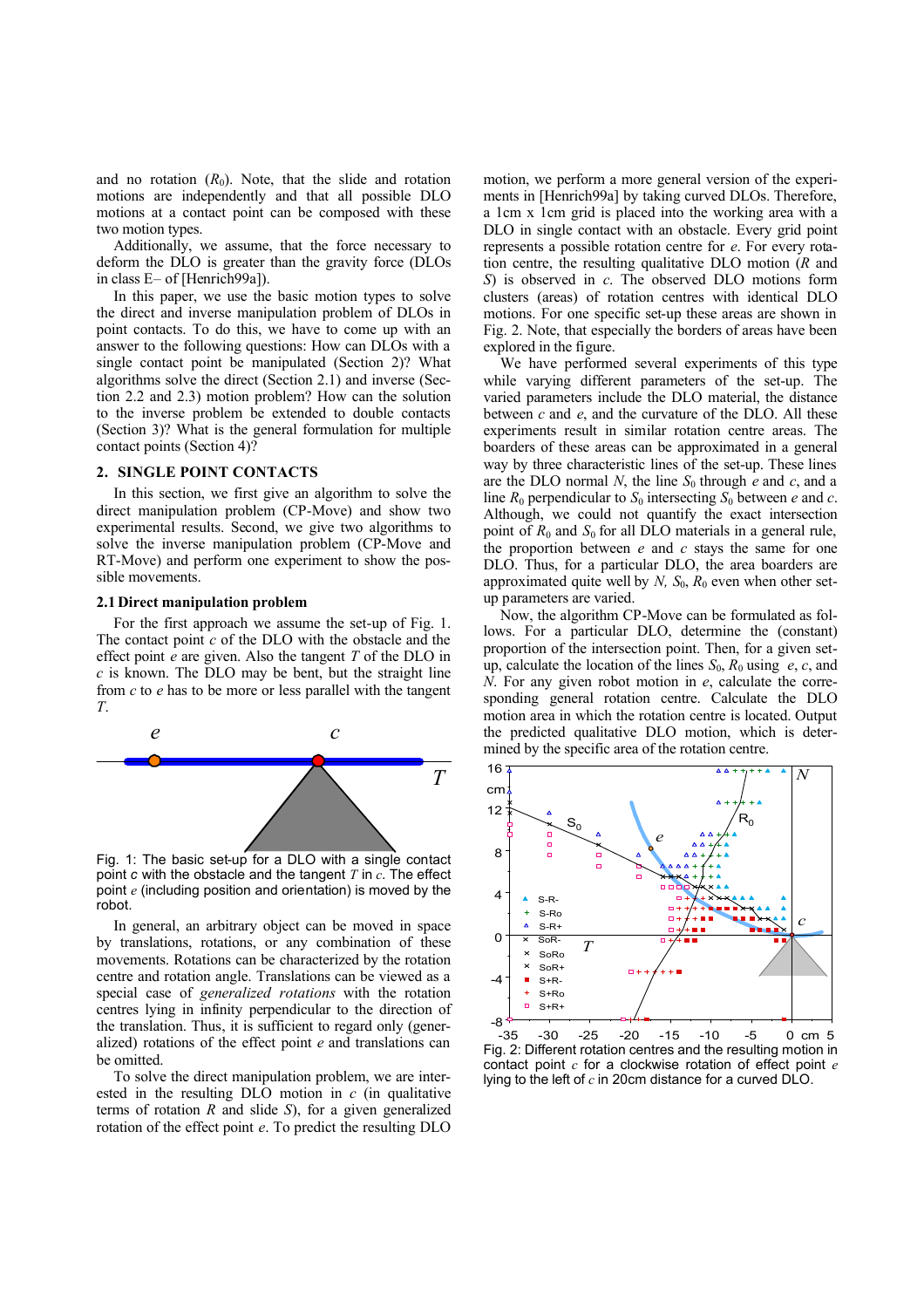and no rotation ($R_0$). Note, that the slide and rotation motions are independently and that all possible DLO motions at a contact point can be composed with these two motion types.

Additionally, we assume, that the force necessary to deform the DLO is greater than the gravity force (DLOs in class E– of [Henrich99a]).

In this paper, we use the basic motion types to solve the direct and inverse manipulation problem of DLOs in point contacts. To do this, we have to come up with an answer to the following questions: How can DLOs with a single contact point be manipulated (Section 2)? What algorithms solve the direct (Section 2.1) and inverse (Section 2.2 and 2.3) motion problem? How can the solution to the inverse problem be extended to double contacts (Section 3)? What is the general formulation for multiple contact points (Section 4)?

## 2. SINGLE POINT CONTACTS

In this section, we first give an algorithm to solve the direct manipulation problem (CP-Move) and show two experimental results. Second, we give two algorithms to solve the inverse manipulation problem (CP-Move and RT-Move) and perform one experiment to show the possible movements.

### 2.1 Direct manipulation problem

For the first approach we assume the set-up of Fig. 1. The contact point *c* of the DLO with the obstacle and the effect point *e* are given. Also the tangent *T* of the DLO in *c* is known. The DLO may be bent, but the straight line from *c* to *e* has to be more or less parallel with the tangent *T*.

e
c
T

Fig. 1: The basic set-up for a DLO with a single contact point *c* of the DLO with the obstacle and the tangent *T* in *c*. The effect point *e* (including position and orientation) is moved by the robot.

In general, an arbitrary object can be moved in space by translations, rotations, or any combination of these movements. Rotations can be characterized by the rotation centre and rotation angle. Translations can be viewed as a special case of *generalized rotations* with the rotation centres lying in infinity perpendicular to the direction of the translation. Thus, it is sufficient to regard only (generalized) rotations of the effect point *e* and translations can be omitted.

To solve the direct manipulation problem, we are interested in the resulting DLO motion in *c* (in qualitative terms of rotation *R* and slide *S*), for a given generalized rotation of the effect point *e*. To predict the resulting DLO motion, we perform a more general version of the experiments in [Henrich99a] by taking curved DLOs. Therefore, a 1cm x 1cm grid is placed into the working area with a DLO in single contact with an obstacle. Every grid point represents a possible rotation centre for *e*. For every rotation centre, the resulting qualitative DLO motion (*R* and *S*) is observed in *c*. The observed DLO motions form clusters (areas) of rotation centres with identical DLO motions. For one specific set-up these areas are shown in Fig. 2. Note, that especially the borders of areas have been explored in the figure.

We have performed several experiments of this type while varying different parameters of the set-up. The varied parameters include the DLO material, the distance between *c* and *e*, and the curvature of the DLO. All these experiments result in similar rotation centre areas. The boarders of these areas can be approximated in a general way by three characteristic lines of the set-up. These lines are the DLO normal *N*, the line $S_0$ through *e* and *c*, and a line $R_0$ perpendicular to $S_0$ intersecting $S_0$ between *e* and *c*. Although, we could not quantify the exact intersection point of $R_0$ and $S_0$ for all DLO materials in a general rule, the proportion between *e* and *c* stays the same for one DLO. Thus, for a particular DLO, the area boarders are approximated quite well by *N*, $S_0$, $R_0$ even when other set-up parameters are varied.

Now, the algorithm CP-Move can be formulated as follows. For a particular DLO, determine the (constant) proportion of the intersection point. Then, for a given set-up, calculate the location of the lines $S_0$, $R_0$ using *e*, *c*, and *N*. For any robot motion in *e*, calculate the corresponding general rotation centre. Calculate the DLO motion area in which the rotation centre is located. Output the predicted qualitative DLO motion, which is determined by the specific area of the rotation centre.

16 cm 12 8 4 0 -4 -8
-35 -30 -25 -20 -15 -10 -5 0 cm 5
N
S0
R0
e
c
T
S-R-
S-Ro
S-R+
SoR-
SoRo
SoR+
S+R-
S+Ro
S+R+

Fig. 2: Different rotation centres and the resulting motion in contact point *c* for a clockwise rotation of effect point *e* lying to the left of *c* in 20cm distance for a curved DLO.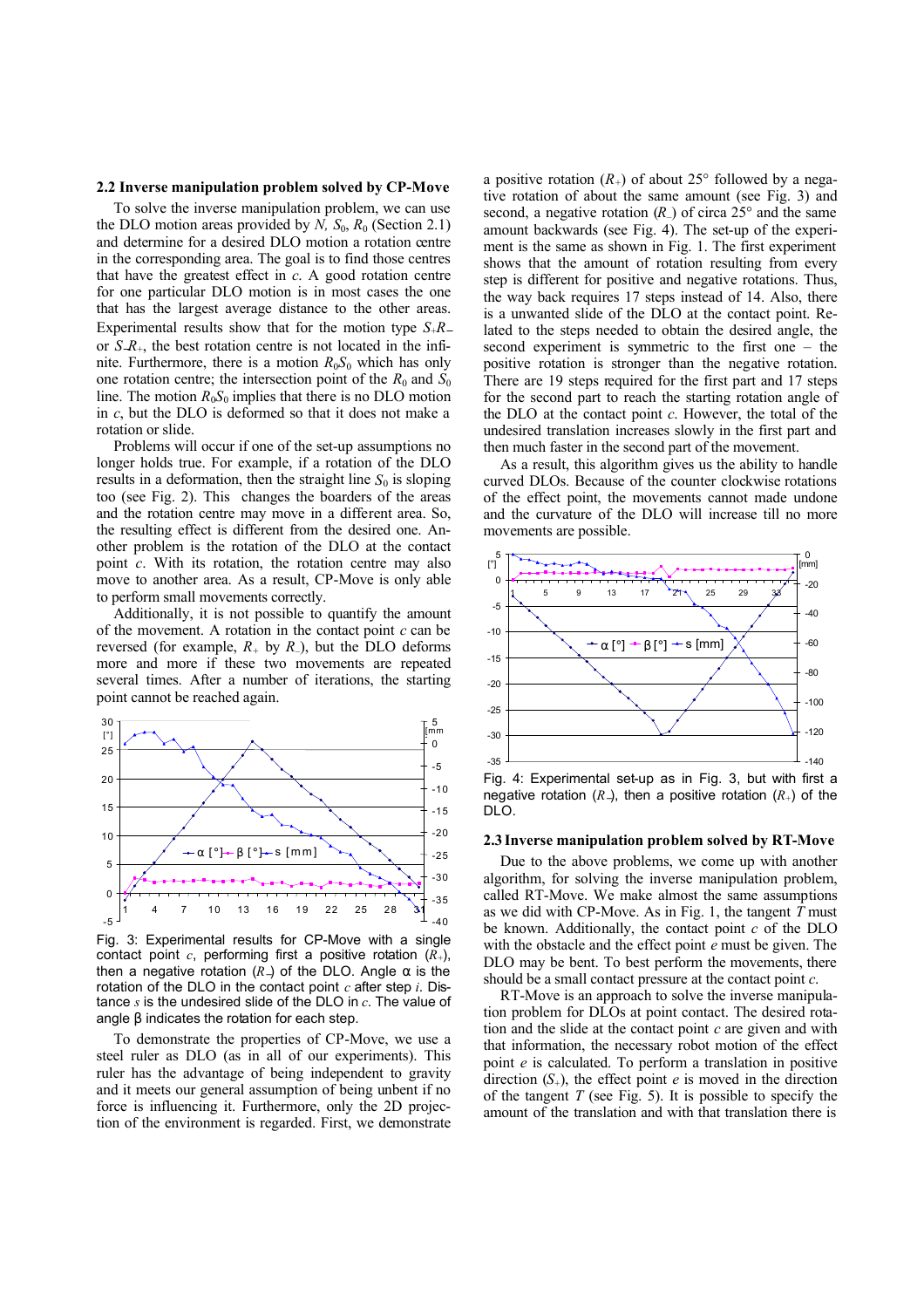## 2.2 Inverse manipulation problem solved by CP-Move

To solve the inverse manipulation problem, we can use the DLO motion areas provided by $N$, $S_0$, $R_0$ (Section 2.1) and determine for a desired DLO motion a rotation centre in the corresponding area. The goal is to find those centres that have the greatest effect in $c$. A good rotation centre for one particular DLO motion is in most cases the one that has the largest average distance to the other areas. Experimental results show that for the motion type $S_+R_-$ or $S_-R_+$, the best rotation centre is not located in the infinite. Furthermore, there is a motion $R_0S_0$ which has only one rotation centre; the intersection point of the $R_0$ and $S_0$ line. The motion $R_0S_0$ implies that there is no DLO motion in $c$, but the DLO is deformed so that it does not make a rotation or slide.

Problems will occur if one of the set-up assumptions no longer holds true. For example, if a rotation of the DLO results in a deformation, then the straight line $S_0$ is sloping too (see Fig. 2). This changes the boarders of the areas and the rotation centre may move in a different area. So, the resulting effect is different from the desired one. Another problem is the rotation of the DLO at the contact point $c$. With its rotation, the rotation centre may also move to another area. As a result, CP-Move is only able to perform small movements correctly.

Additionally, it is not possible to quantify the amount of the movement. A rotation in the contact point $c$ can be reversed (for example, $R_+$ by $R_-$), but the DLO deforms more and more if these two movements are repeated several times. After a number of iterations, the starting point cannot be reached again.

30
[°]
25
20
15
10
5
0
-5
5
[mm
0
-5
-10
-15
-20
-25
-30
-35
-40
1 4 7 10 13 16 19 22 25 28 31
α [°] β [°] s [mm]

Fig. 3: Experimental results for CP-Move with a single contact point $c$, performing first a positive rotation ($R_+$), then a negative rotation ($R_-$) of the DLO. Angle α is the rotation of the DLO in the contact point $c$ after step $i$. Distance $s$ is the undesired slide of the DLO in $c$. The value of angle β indicates the rotation for each step.

To demonstrate the properties of CP-Move, we use a steel ruler as DLO (as in all of our experiments). This ruler has the advantage of being independent to gravity and it meets our general assumption of being unbent if no force is influencing it. Furthermore, only the 2D projection of the environment is regarded. First, we demonstrate a positive rotation ($R_+$) of about 25° followed by a negative rotation of about the same amount (see Fig. 3) and second, a negative rotation ($R_-$) of circa 25° and the same amount backwards (see Fig. 4). The set-up of the experiment is the same as shown in Fig. 1. The first experiment shows that the amount of rotation resulting from every step is different for positive and negative rotations. Thus, the way back requires 17 steps instead of 14. Also, there is a unwanted slide of the DLO at the contact point. Related to the steps needed to obtain the desired angle, the second experiment is symmetric to the first one – the positive rotation is stronger than the negative rotation. There are 19 steps required for the first part and 17 steps for the second part to reach the starting rotation angle of the DLO at the contact point $c$. However, the total of the undesired translation increases slowly in the first part and then much faster in the second part of the movement.

As a result, this algorithm gives us the ability to handle curved DLOs. Because of the counter clockwise rotations of the effect point, the movements cannot made undone and the curvature of the DLO will increase till no more movements are possible.

5
[°]
0
-5
-10
-15
-20
-25
-30
-35
0
[mm]
-20
-40
-60
-80
-100
-120
-140
1 5 9 13 17 21 25 29 33
α [°] β [°] s [mm]

Fig. 4: Experimental set-up as in Fig. 3, but with first a negative rotation ($R_-$), then a positive rotation ($R_+$) of the DLO.

## 2.3 Inverse manipulation problem solved by RT-Move

Due to the above problems, we come up with another algorithm, for solving the inverse manipulation problem, called RT-Move. We make almost the same assumptions as we did with CP-Move. As in Fig. 1, the tangent $T$ must be known. Additionally, the contact point $c$ of the DLO with the obstacle and the effect point $e$ must be given. The DLO may be bent. To best perform the movements, there should be a small contact pressure at the contact point $c$.

RT-Move is an approach to solve the inverse manipulation problem for DLOs at point contact. The desired rotation and the slide at the contact point $c$ are given and with that information, the necessary robot motion of the effect point $e$ is calculated. To perform a translation in positive direction ($S_+$), the effect point $e$ is moved in the direction of the tangent $T$ (see Fig. 5). It is possible to specify the amount of the translation and with that translation there is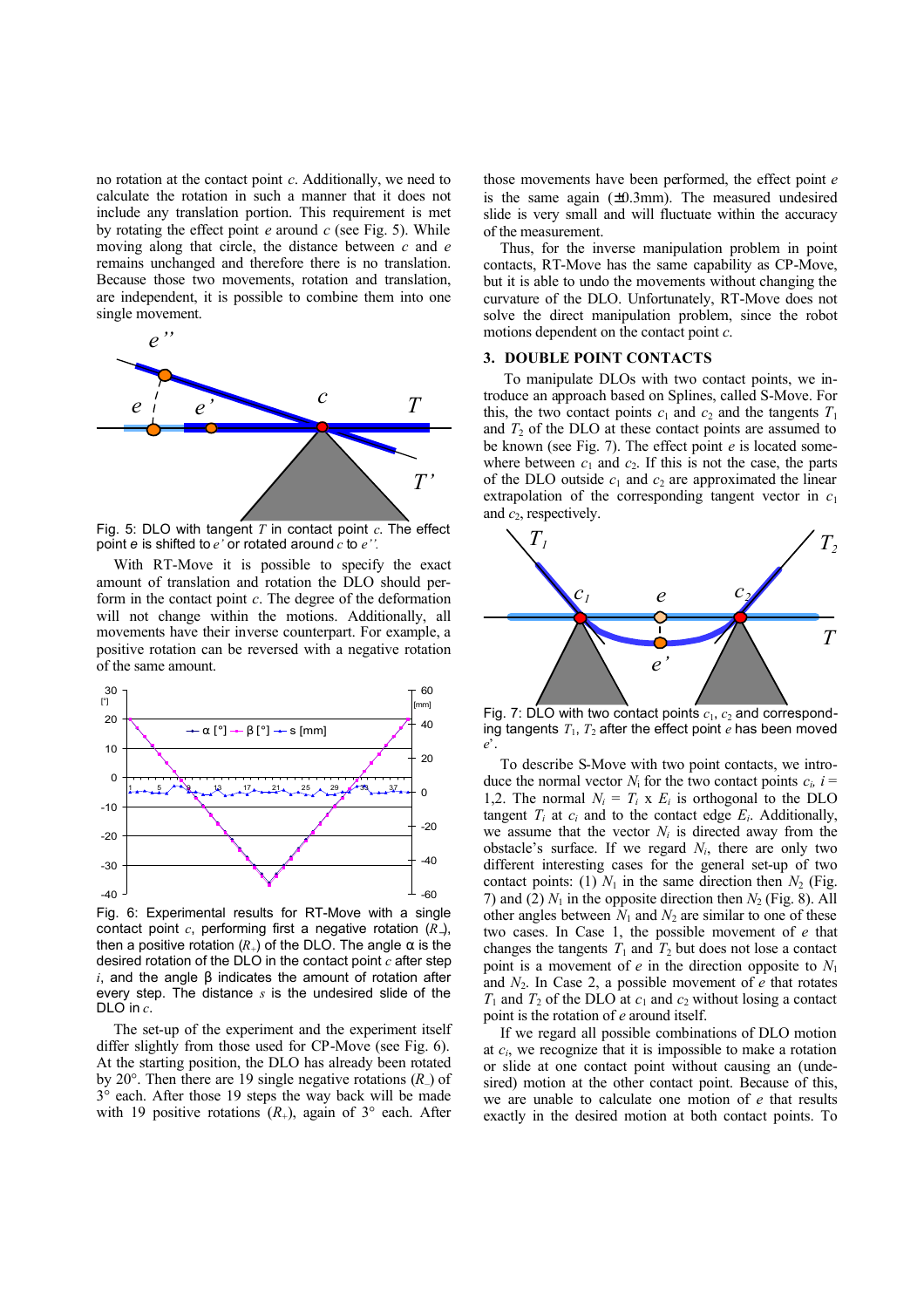no rotation at the contact point $c$. Additionally, we need to calculate the rotation in such a manner that it does not include any translation portion. This requirement is met by rotating the effect point $e$ around $c$ (see Fig. 5). While moving along that circle, the distance between $c$ and $e$ remains unchanged and therefore there is no translation. Because those two movements, rotation and translation, are independent, it is possible to combine them into one single movement.

e''
e
e'
c
T
T'

Fig. 5: DLO with tangent $T$ in contact point $c$. The effect point e is shifted to $e'$ or rotated around $c$ to $e''$.

With RT-Move it is possible to specify the exact amount of translation and rotation the DLO should perform in the contact point $c$. The degree of the deformation will not change within the motions. Additionally, all movements have their inverse counterpart. For example, a positive rotation can be reversed with a negative rotation of the same amount.

30
[°]
20
10
0
-10
-20
-30
-40
60
[mm]
40
20
0
-20
-40
-60
α [°]
β [°]
s [mm]
1
5
9
13
17
21
25
29
33
37

Fig. 6: Experimental results for RT-Move with a single contact point $c$, performing first a negative rotation ($R_-$), then a positive rotation ($R_+$) of the DLO. The angle α is the desired rotation of the DLO in the contact point $c$ after step $i$, and the angle β indicates the amount of rotation after every step. The distance $s$ is the undesired slide of the DLO in $c$.

The set-up of the experiment and the experiment itself differ slightly from those used for CP-Move (see Fig. 6). At the starting position, the DLO has already been rotated by 20°. Then there are 19 single negative rotations ($R_-$) of 3° each. After those 19 steps the way back will be made with 19 positive rotations ($R_+$), again of 3° each. After those movements have been performed, the effect point $e$ is the same again (±0.3mm). The measured undesired slide is very small and will fluctuate within the accuracy of the measurement.

Thus, for the inverse manipulation problem in point contacts, RT-Move has the same capability as CP-Move, but it is able to undo the movements without changing the curvature of the DLO. Unfortunately, RT-Move does not solve the direct manipulation problem, since the robot motions dependent on the contact point $c$.

## 3. DOUBLE POINT CONTACTS

To manipulate DLOs with two contact points, we introduce an approach based on Splines, called S-Move. For this, the two contact points $c_1$ and $c_2$ and the tangents $T_1$ and $T_2$ of the DLO at these contact points are assumed to be known (see Fig. 7). The effect point $e$ is located somewhere between $c_1$ and $c_2$. If this is not the case, the parts of the DLO outside $c_1$ and $c_2$ are approximated the linear extrapolation of the corresponding tangent vector in $c_1$ and $c_2$, respectively.

$T_1$
$T_2$
$c_1$
e
$c_2$
T
e'

Fig. 7: DLO with two contact points $c_1$, $c_2$ and corresponding tangents $T_1$, $T_2$ after the effect point $e$ has been moved $e'$.

To describe S-Move with two point contacts, we introduce the normal vector $N_i$ for the two contact points $c_i$, $i$ = 1,2. The normal $N_i = T_i \times E_i$ is orthogonal to the DLO tangent $T_i$ at $c_i$ and to the contact edge $E_i$. Additionally, we assume that the vector $N_i$ is directed away from the obstacle's surface. If we regard $N_i$, there are only two different interesting cases for the general set-up of two contact points: (1) $N_1$ in the same direction then $N_2$ (Fig. 7) and (2) $N_1$ in the opposite direction then $N_2$ (Fig. 8). All other angles between $N_1$ and $N_2$ are similar to one of these two cases. In Case 1, the possible movement of $e$ that changes the tangents $T_1$ and $T_2$ but does not lose a contact point is a movement of $e$ in the direction opposite to $N_1$ and $N_2$. In Case 2, a possible movement of $e$ that rotates $T_1$ and $T_2$ of the DLO at $c_1$ and $c_2$ without losing a contact point is the rotation of $e$ around itself.

If we regard all possible combinations of DLO motion at $c_i$, we recognize that it is impossible to make a rotation or slide at one contact point without causing an (undesired) motion at the other contact point. Because of this, we are unable to calculate one motion of $e$ that results exactly in the desired motion at both contact points. To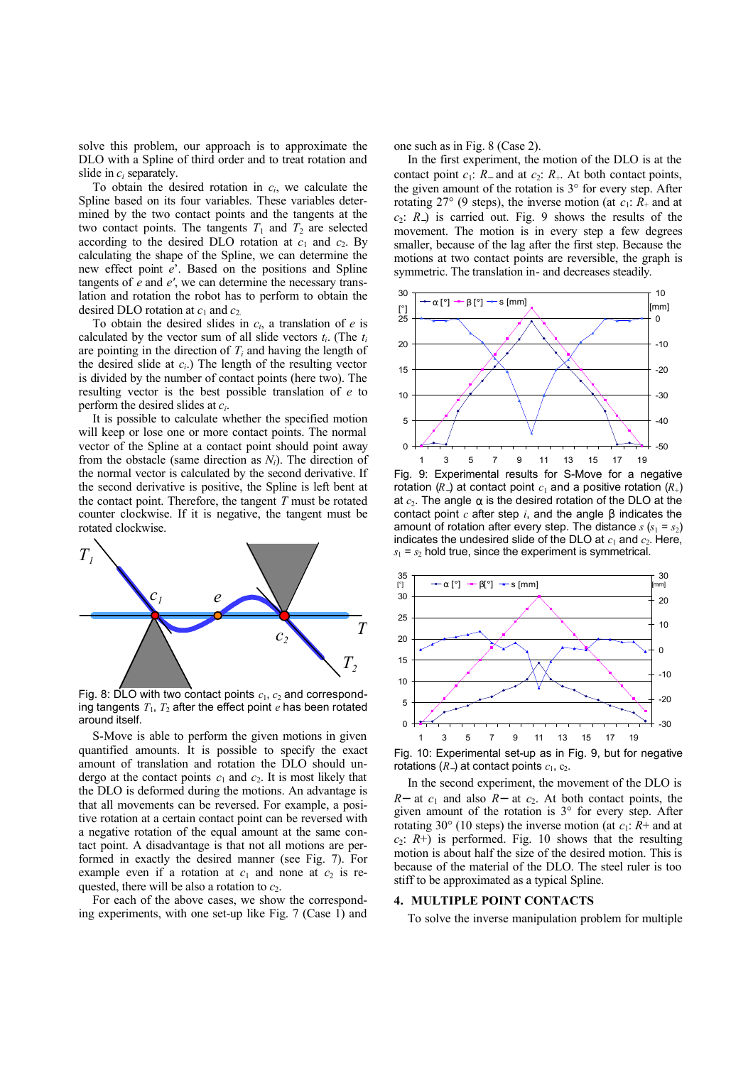solve this problem, our approach is to approximate the DLO with a Spline of third order and to treat rotation and slide in $c_i$ separately.

To obtain the desired rotation in $c_i$, we calculate the Spline based on its four variables. These variables determined by the two contact points and the tangents at the two contact points. The tangents $T_1$ and $T_2$ are selected according to the desired DLO rotation at $c_1$ and $c_2$. By calculating the shape of the Spline, we can determine the new effect point $e'$. Based on the positions and Spline tangents of $e$ and $e'$, we can determine the necessary translation and rotation the robot has to perform to obtain the desired DLO rotation at $c_1$ and $c_2$.

To obtain the desired slides in $c_i$, a translation of $e$ is calculated by the vector sum of all slide vectors $t_i$. (The $t_i$ are pointing in the direction of $T_i$ and having the length of the desired slide at $c_i$.) The length of the resulting vector is divided by the number of contact points (here two). The resulting vector is the best possible translation of $e$ to perform the desired slides at $c_i$.

It is possible to calculate whether the specified motion will keep or lose one or more contact points. The normal vector of the Spline at a contact point should point away from the obstacle (same direction as $N_i$). The direction of the normal vector is calculated by the second derivative. If the second derivative is positive, the Spline is left bent at the contact point. Therefore, the tangent $T$ must be rotated counter clockwise. If it is negative, the tangent must be rotated clockwise.

$T_1$
$c_1$
$e$
$c_2$
$T$
$T_2$

Fig. 8: DLO with two contact points $c_1$, $c_2$ and corresponding tangents $T_1$, $T_2$ after the effect point $e$ has been rotated around itself.

S-Move is able to perform the given motions in given quantified amounts. It is possible to specify the exact amount of translation and rotation the DLO should undergo at the contact points $c_1$ and $c_2$. It is most likely that the DLO is deformed during the motions. An advantage is that all movements can be reversed. For example, a positive rotation at a certain contact point can be reversed with a negative rotation of the equal amount at the same contact point. A disadvantage is that not all motions are performed in exactly the desired manner (see Fig. 7). For example even if a rotation at $c_1$ and none at $c_2$ is requested, there will be also a rotation to $c_2$.

For each of the above cases, we show the corresponding experiments, with one set-up like Fig. 7 (Case 1) and one such as in Fig. 8 (Case 2).

In the first experiment, the motion of the DLO is at the contact point $c_1$: $R_-$ and at $c_2$: $R_+$. At both contact points, the given amount of the rotation is 3° for every step. After rotating 27° (9 steps), the inverse motion (at $c_1$: $R_+$ and at $c_2$: $R_-$) is carried out. Fig. 9 shows the results of the movement. The motion is in every step a few degrees smaller, because of the lag after the first step. Because the motions at two contact points are reversible, the graph is symmetric. The translation in- and decreases steadily.

α [°]  β [°]  s [mm]
[°]
[mm]
30 25 20 15 10 5 0
10 0 -10 -20 -30 -40 -50
1 3 5 7 9 11 13 15 17 19

Fig. 9: Experimental results for S-Move for a negative rotation ($R_-$) at contact point $c_1$ and a positive rotation ($R_+$) at $c_2$. The angle α is the desired rotation of the DLO at the contact point $c$ after step $i$, and the angle β indicates the amount of rotation after every step. The distance $s$ ($s_1 = s_2$) indicates the undesired slide of the DLO at $c_1$ and $c_2$. Here, $s_1 = s_2$ hold true, since the experiment is symmetrical.

α [°]  β[°]  s [mm]
[°]
[mm]
35 30 25 20 15 10 5 0
30 20 10 0 -10 -20 -30
1 3 5 7 9 11 13 15 17 19

Fig. 10: Experimental set-up as in Fig. 9, but for negative rotations ($R_-$) at contact points $c_1$, $c_2$.

In the second experiment, the movement of the DLO is $R-$ at $c_1$ and also $R-$ at $c_2$. At both contact points, the given amount of the rotation is 3° for every step. After rotating 30° (10 steps) the inverse motion (at $c_1$: $R+$ and at $c_2$: $R+$) is performed. Fig. 10 shows that the resulting motion is about half the size of the desired motion. This is because of the material of the DLO. The steel ruler is too stiff to be approximated as a typical Spline.

## 4. MULTIPLE POINT CONTACTS

To solve the inverse manipulation problem for multiple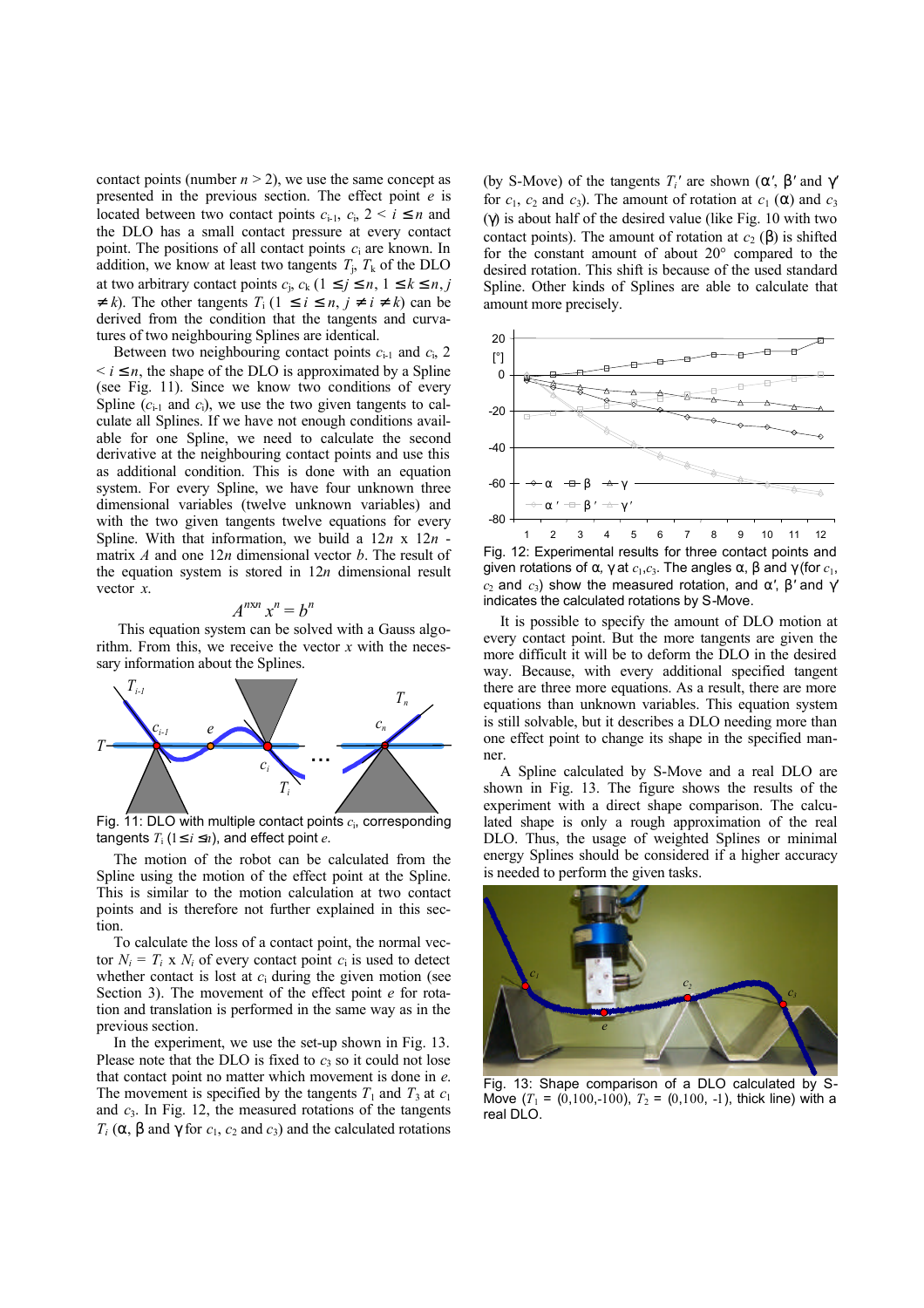contact points (number $n > 2$), we use the same concept as presented in the previous section. The effect point $e$ is located between two contact points $c_{i-1}$, $c_i$, $2 < i \le n$ and the DLO has a small contact pressure at every contact point. The positions of all contact points $c_i$ are known. In addition, we know at least two tangents $T_j$, $T_k$ of the DLO at two arbitrary contact points $c_j$, $c_k$ ($1 \le j \le n$, $1 \le k \le n$, $j \ne k$). The other tangents $T_i$ ($1 \le i \le n$, $j \ne i \ne k$) can be derived from the condition that the tangents and curvatures of two neighbouring Splines are identical.

Between two neighbouring contact points $c_{i-1}$ and $c_i$, $2 < i \le n$, the shape of the DLO is approximated by a Spline (see Fig. 11). Since we know two conditions of every Spline ($c_{i-1}$ and $c_i$), we use the two given tangents to calculate all Splines. If we have not enough conditions available for one Spline, we need to calculate the second derivative at the neighbouring contact points and use this as additional condition. This is done with an equation system. For every Spline, we have four unknown three dimensional variables (twelve unknown variables) and with the two given tangents twelve equations for every Spline. With that information, we build a $12n$ x $12n$ - matrix $A$ and one $12n$ dimensional vector $b$. The result of the equation system is stored in $12n$ dimensional result vector $x$.

$$A^{nxn} x^n = b^n$$

This equation system can be solved with a Gauss algorithm. From this, we receive the vector $x$ with the necessary information about the Splines.

$T_{i-1}$
$c_{i-1}$
$e$
$T$
$c_i$
$T_i$
...
$T_n$
$c_n$

Fig. 11: DLO with multiple contact points $c_i$, corresponding tangents $T_i$ ($1 \le i \le n$), and effect point $e$.

The motion of the robot can be calculated from the Spline using the motion of the effect point at the Spline. This is similar to the motion calculation at two contact points and is therefore not further explained in this section.

To calculate the loss of a contact point, the normal vector $N_i = T_i$ x $N_i$ of every contact point $c_i$ is used to detect whether contact is lost at $c_i$ during the given motion (see Section 3). The movement of the effect point $e$ for rotation and translation is performed in the same way as in the previous section.

In the experiment, we use the set-up shown in Fig. 13. Please note that the DLO is fixed to $c_3$ so it could not lose that contact point no matter which movement is done in $e$. The movement is specified by the tangents $T_1$ and $T_3$ at $c_1$ and $c_3$. In Fig. 12, the measured rotations of the tangents $T_i$ (α, β and γ for $c_1$, $c_2$ and $c_3$) and the calculated rotations (by S-Move) of the tangents $T_i'$ are shown (α', β' and γ' for $c_1$, $c_2$ and $c_3$). The amount of rotation at $c_1$ (α) and $c_3$ (γ) is about half of the desired value (like Fig. 10 with two contact points). The amount of rotation at $c_2$ (β) is shifted for the constant amount of about 20° compared to the desired rotation. This shift is because of the used standard Spline. Other kinds of Splines are able to calculate that amount more precisely.

20
[°]
0
-20
-40
-60
-80
1 2 3 4 5 6 7 8 9 10 11 12
α β γ
α' β' γ'

Fig. 12: Experimental results for three contact points and given rotations of α, γ at $c_1$,$c_3$. The angles α, β and γ (for $c_1$, $c_2$ and $c_3$) show the measured rotation, and α', β' and γ' indicates the calculated rotations by S-Move.

It is possible to specify the amount of DLO motion at every contact point. But the more tangents are given the more difficult it will be to deform the DLO in the desired way. Because, with every additional specified tangent there are three more equations. As a result, there are more equations than unknown variables. This equation system is still solvable, but it describes a DLO needing more than one effect point to change its shape in the specified manner.

A Spline calculated by S-Move and a real DLO are shown in Fig. 13. The figure shows the results of the experiment with a direct shape comparison. The calculated shape is only a rough approximation of the real DLO. Thus, the usage of weighted Splines or minimal energy Splines should be considered if a higher accuracy is needed to perform the given tasks.

$c_1$
$c_2$
$c_3$
$e$

Fig. 13: Shape comparison of a DLO calculated by S-Move ($T_1$ = (0,100,-100), $T_2$ = (0,100, -1), thick line) with a real DLO.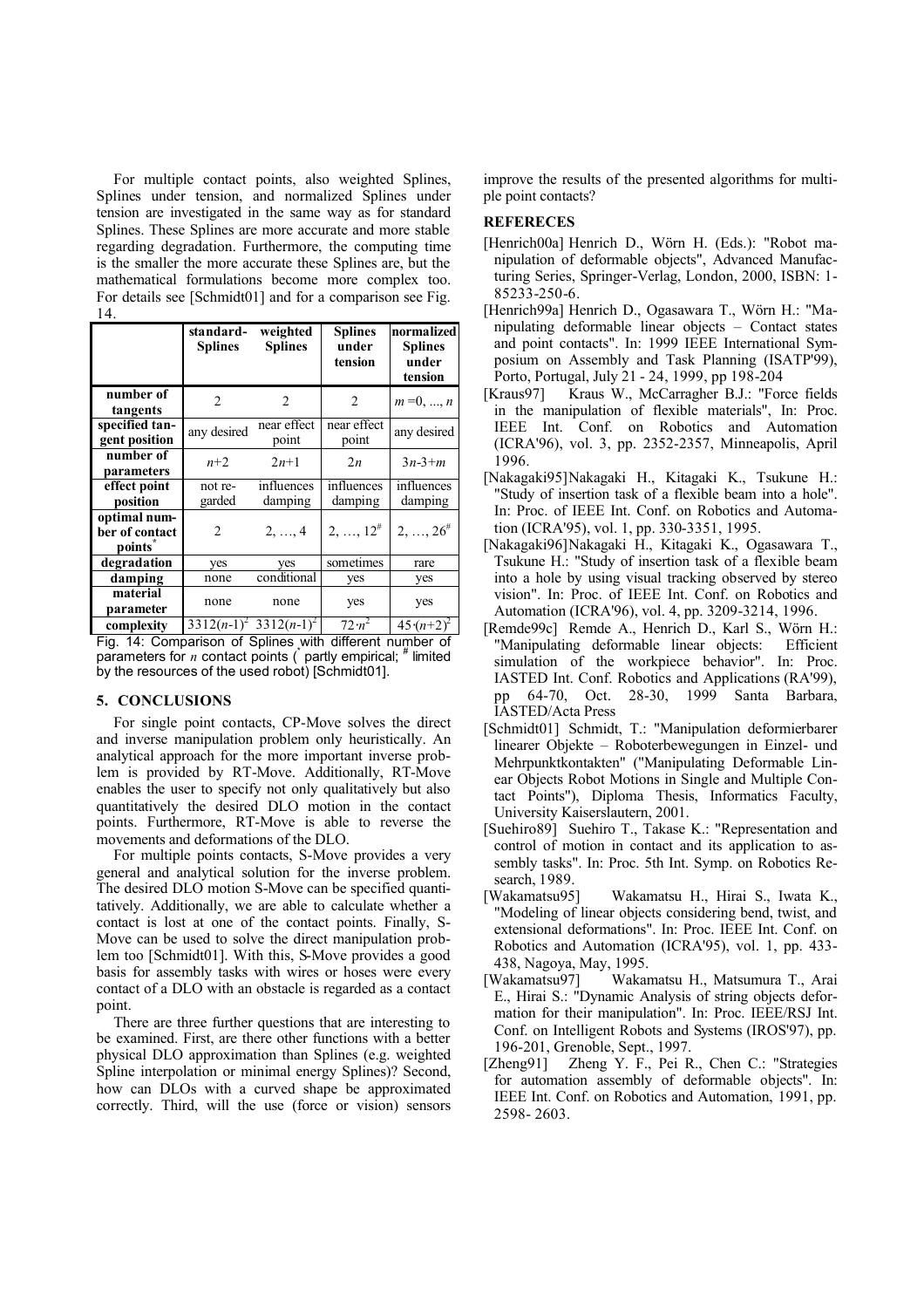For multiple contact points, also weighted Splines, Splines under tension, and normalized Splines under tension are investigated in the same way as for standard Splines. These Splines are more accurate and more stable regarding degradation. Furthermore, the computing time is the smaller the more accurate these Splines are, but the mathematical formulations become more complex too. For details see [Schmidt01] and for a comparison see Fig. 14.

| | **standard-Splines** | **weighted Splines** | **Splines under tension** | **normalized Splines under tension** |
|---|---|---|---|---|
| **number of tangents** | 2 | 2 | 2 | $m = 0, \ldots, n$ |
| **specified tangent position** | any desired | near effect point | near effect point | any desired |
| **number of parameters** | $n+2$ | $2n+1$ | $2n$ | $3n-3+m$ |
| **effect point position** | not regarded | influences damping | influences damping | influences damping |
| **optimal number of contact points*** | 2 | $2, \ldots, 4$ | $2, \ldots, 12^{\#}$ | $2, \ldots, 26^{\#}$ |
| **degradation** | yes | yes | sometimes | rare |
| **damping** | none | conditional | yes | yes |
| **material parameter** | none | none | yes | yes |
| **complexity** | $3312(n-1)^2$ | $3312(n-1)^2$ | $72 \cdot n^2$ | $45 \cdot (n+2)^2$ |

Fig. 14: Comparison of Splines with different number of parameters for $n$ contact points (* partly empirical; # limited by the resources of the used robot) [Schmidt01].

## 5. CONCLUSIONS

For single point contacts, CP-Move solves the direct and inverse manipulation problem only heuristically. An analytical approach for the more important inverse problem is provided by RT-Move. Additionally, RT-Move enables the user to specify not only qualitatively but also quantitatively the desired DLO motion in the contact points. Furthermore, RT-Move is able to reverse the movements and deformations of the DLO.

For multiple points contacts, S-Move provides a very general and analytical solution for the inverse problem. The desired DLO motion S-Move can be specified quantitatively. Additionally, we are able to calculate whether a contact is lost at one of the contact points. Finally, S-Move can be used to solve the direct manipulation problem too [Schmidt01]. With this, S-Move provides a good basis for assembly tasks with wires or hoses were every contact of a DLO with an obstacle is regarded as a contact point.

There are three further questions that are interesting to be examined. First, are there other functions with a better physical DLO approximation than Splines (e.g. weighted Spline interpolation or minimal energy Splines)? Second, how can DLOs with a curved shape be approximated correctly. Third, will the use (force or vision) sensors improve the results of the presented algorithms for multiple point contacts?

## REFERECES

[Henrich00a] Henrich D., Wörn H. (Eds.): "Robot manipulation of deformable objects", Advanced Manufacturing Series, Springer-Verlag, London, 2000, ISBN: 1-85233-250-6.

[Henrich99a] Henrich D., Ogasawara T., Wörn H.: "Manipulating deformable linear objects – Contact states and point contacts". In: 1999 IEEE International Symposium on Assembly and Task Planning (ISATP'99), Porto, Portugal, July 21 - 24, 1999, pp 198-204

[Kraus97] Kraus W., McCarragher B.J.: "Force fields in the manipulation of flexible materials", In: Proc. IEEE Int. Conf. on Robotics and Automation (ICRA'96), vol. 3, pp. 2352-2357, Minneapolis, April 1996.

[Nakagaki95] Nakagaki H., Kitagaki K., Tsukune H.: "Study of insertion task of a flexible beam into a hole". In: Proc. of IEEE Int. Conf. on Robotics and Automation (ICRA'95), vol. 1, pp. 330-3351, 1995.

[Nakagaki96] Nakagaki H., Kitagaki K., Ogasawara T., Tsukune H.: "Study of insertion task of a flexible beam into a hole by using visual tracking observed by stereo vision". In: Proc. of IEEE Int. Conf. on Robotics and Automation (ICRA'96), vol. 4, pp. 3209-3214, 1996.

[Remde99c] Remde A., Henrich D., Karl S., Wörn H.: "Manipulating deformable linear objects: Efficient simulation of the workpiece behavior". In: Proc. IASTED Int. Conf. Robotics and Applications (RA'99), pp 64-70, Oct. 28-30, 1999 Santa Barbara, IASTED/Acta Press

[Schmidt01] Schmidt, T.: "Manipulation deformierbarer linearer Objekte – Roboterbewegungen in Einzel- und Mehrpunktkontakten" ("Manipulating Deformable Linear Objects Robot Motions in Single and Multiple Contact Points"), Diploma Thesis, Informatics Faculty, University Kaiserslautern, 2001.

[Suehiro89] Suehiro T., Takase K.: "Representation and control of motion in contact and its application to assembly tasks". In: Proc. 5th Int. Symp. on Robotics Research, 1989.

[Wakamatsu95] Wakamatsu H., Hirai S., Iwata K., "Modeling of linear objects considering bend, twist, and extensional deformations". In: Proc. IEEE Int. Conf. on Robotics and Automation (ICRA'95), vol. 1, pp. 433-438, Nagoya, May, 1995.

[Wakamatsu97] Wakamatsu H., Matsumura T., Arai E., Hirai S.: "Dynamic Analysis of string objects deformation for their manipulation". In: Proc. IEEE/RSJ Int. Conf. on Intelligent Robots and Systems (IROS'97), pp. 196-201, Grenoble, Sept., 1997.

[Zheng91] Zheng Y. F., Pei R., Chen C.: "Strategies for automation assembly of deformable objects". In: IEEE Int. Conf. on Robotics and Automation, 1991, pp. 2598- 2603.